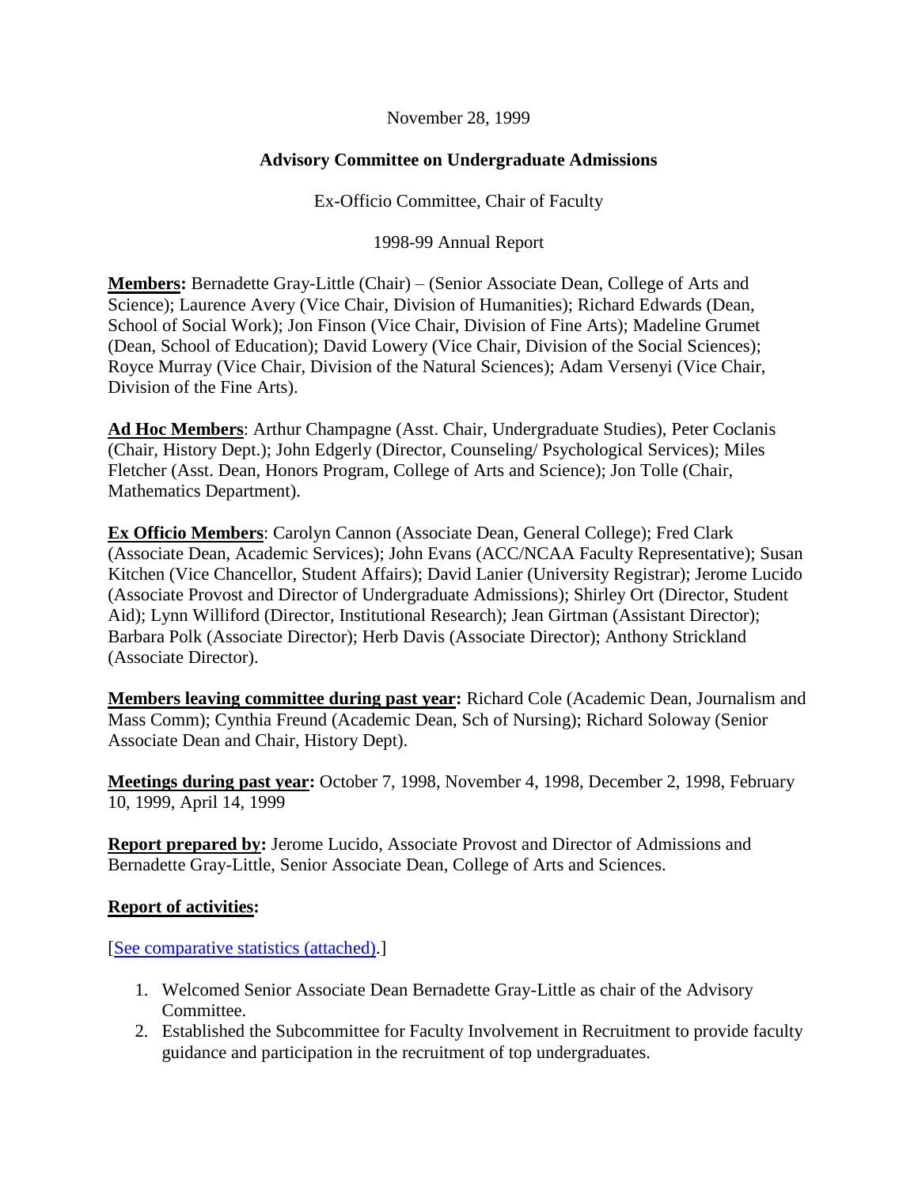November 28, 1999

**Advisory Committee on Undergraduate Admissions**

Ex-Officio Committee, Chair of Faculty

1998-99 Annual Report

**Members:** Bernadette Gray-Little (Chair) – (Senior Associate Dean, College of Arts and Science); Laurence Avery (Vice Chair, Division of Humanities); Richard Edwards (Dean, School of Social Work); Jon Finson (Vice Chair, Division of Fine Arts); Madeline Grumet (Dean, School of Education); David Lowery (Vice Chair, Division of the Social Sciences); Royce Murray (Vice Chair, Division of the Natural Sciences); Adam Versenyi (Vice Chair, Division of the Fine Arts).

**Ad Hoc Members**: Arthur Champagne (Asst. Chair, Undergraduate Studies), Peter Coclanis (Chair, History Dept.); John Edgerly (Director, Counseling/ Psychological Services); Miles Fletcher (Asst. Dean, Honors Program, College of Arts and Science); Jon Tolle (Chair, Mathematics Department).

**Ex Officio Members**: Carolyn Cannon (Associate Dean, General College); Fred Clark (Associate Dean, Academic Services); John Evans (ACC/NCAA Faculty Representative); Susan Kitchen (Vice Chancellor, Student Affairs); David Lanier (University Registrar); Jerome Lucido (Associate Provost and Director of Undergraduate Admissions); Shirley Ort (Director, Student Aid); Lynn Williford (Director, Institutional Research); Jean Girtman (Assistant Director); Barbara Polk (Associate Director); Herb Davis (Associate Director); Anthony Strickland (Associate Director).

**Members leaving committee during past year:** Richard Cole (Academic Dean, Journalism and Mass Comm); Cynthia Freund (Academic Dean, Sch of Nursing); Richard Soloway (Senior Associate Dean and Chair, History Dept).

**Meetings during past year:** October 7, 1998, November 4, 1998, December 2, 1998, February 10, 1999, April 14, 1999

**Report prepared by:** Jerome Lucido, Associate Provost and Director of Admissions and Bernadette Gray-Little, Senior Associate Dean, College of Arts and Sciences.

**Report of activities:**

[See comparative statistics (attached).]

1. Welcomed Senior Associate Dean Bernadette Gray-Little as chair of the Advisory Committee.
2. Established the Subcommittee for Faculty Involvement in Recruitment to provide faculty guidance and participation in the recruitment of top undergraduates.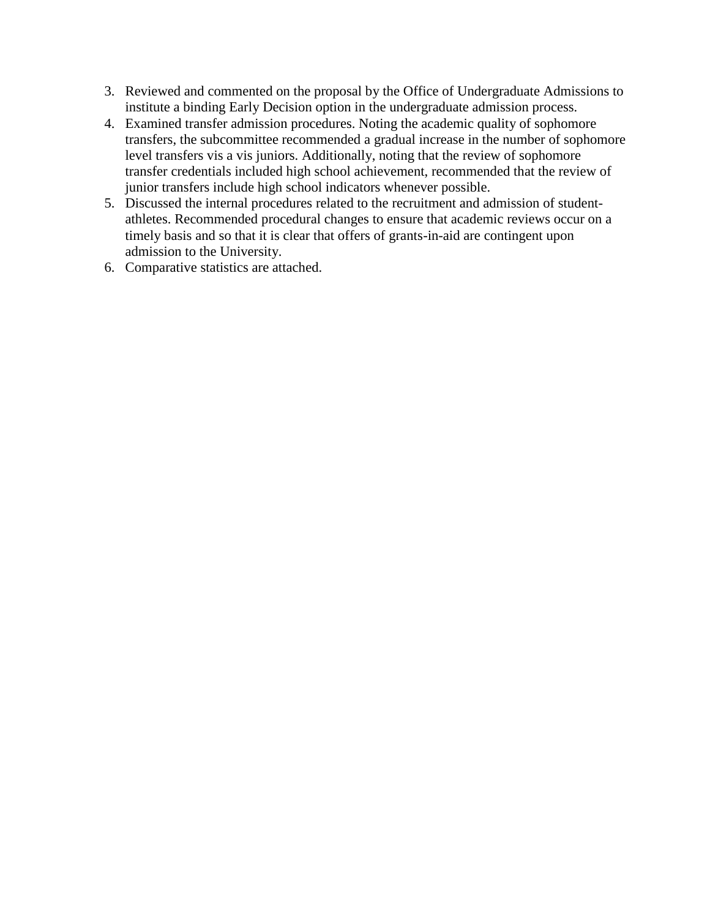3. Reviewed and commented on the proposal by the Office of Undergraduate Admissions to institute a binding Early Decision option in the undergraduate admission process.
4. Examined transfer admission procedures. Noting the academic quality of sophomore transfers, the subcommittee recommended a gradual increase in the number of sophomore level transfers vis a vis juniors. Additionally, noting that the review of sophomore transfer credentials included high school achievement, recommended that the review of junior transfers include high school indicators whenever possible.
5. Discussed the internal procedures related to the recruitment and admission of student-athletes. Recommended procedural changes to ensure that academic reviews occur on a timely basis and so that it is clear that offers of grants-in-aid are contingent upon admission to the University.
6. Comparative statistics are attached.